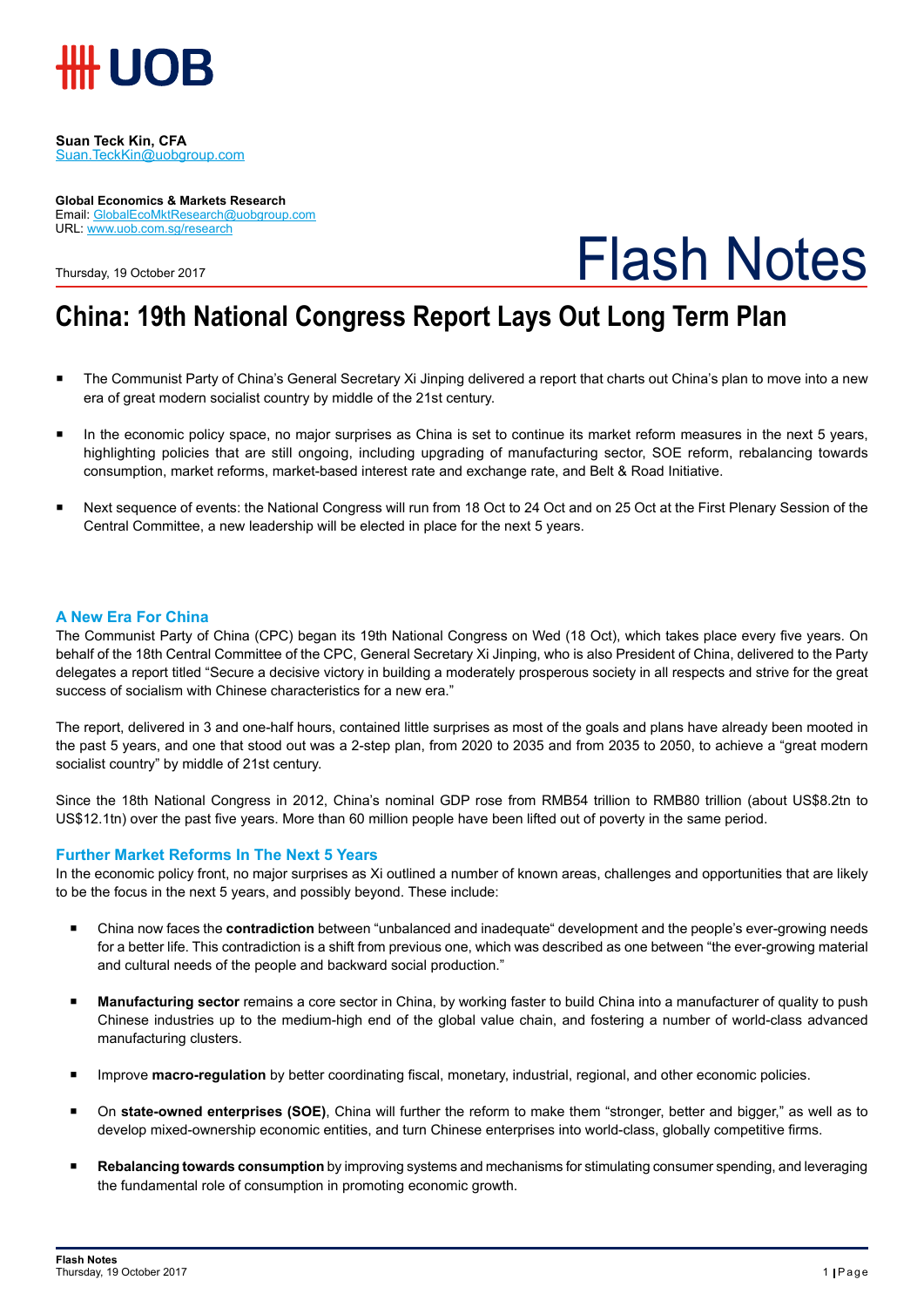# UOB

**Suan Teck Kin, CFA**
Suan.TeckKin@uobgroup.com

**Global Economics & Markets Research**
Email: GlobalEcoMktResearch@uobgroup.com
URL: www.uob.com.sg/research

Thursday, 19 October 2017

# Flash Notes

## China: 19th National Congress Report Lays Out Long Term Plan

- The Communist Party of China's General Secretary Xi Jinping delivered a report that charts out China's plan to move into a new era of great modern socialist country by middle of the 21st century.
- In the economic policy space, no major surprises as China is set to continue its market reform measures in the next 5 years, highlighting policies that are still ongoing, including upgrading of manufacturing sector, SOE reform, rebalancing towards consumption, market reforms, market-based interest rate and exchange rate, and Belt & Road Initiative.
- Next sequence of events: the National Congress will run from 18 Oct to 24 Oct and on 25 Oct at the First Plenary Session of the Central Committee, a new leadership will be elected in place for the next 5 years.

### A New Era For China

The Communist Party of China (CPC) began its 19th National Congress on Wed (18 Oct), which takes place every five years. On behalf of the 18th Central Committee of the CPC, General Secretary Xi Jinping, who is also President of China, delivered to the Party delegates a report titled "Secure a decisive victory in building a moderately prosperous society in all respects and strive for the great success of socialism with Chinese characteristics for a new era."

The report, delivered in 3 and one-half hours, contained little surprises as most of the goals and plans have already been mooted in the past 5 years, and one that stood out was a 2-step plan, from 2020 to 2035 and from 2035 to 2050, to achieve a "great modern socialist country" by middle of 21st century.

Since the 18th National Congress in 2012, China's nominal GDP rose from RMB54 trillion to RMB80 trillion (about US$8.2tn to US$12.1tn) over the past five years. More than 60 million people have been lifted out of poverty in the same period.

### Further Market Reforms In The Next 5 Years

In the economic policy front, no major surprises as Xi outlined a number of known areas, challenges and opportunities that are likely to be the focus in the next 5 years, and possibly beyond. These include:

- China now faces the **contradiction** between "unbalanced and inadequate" development and the people's ever-growing needs for a better life. This contradiction is a shift from previous one, which was described as one between "the ever-growing material and cultural needs of the people and backward social production."
- **Manufacturing sector** remains a core sector in China, by working faster to build China into a manufacturer of quality to push Chinese industries up to the medium-high end of the global value chain, and fostering a number of world-class advanced manufacturing clusters.
- Improve **macro-regulation** by better coordinating fiscal, monetary, industrial, regional, and other economic policies.
- On **state-owned enterprises (SOE)**, China will further the reform to make them "stronger, better and bigger," as well as to develop mixed-ownership economic entities, and turn Chinese enterprises into world-class, globally competitive firms.
- **Rebalancing towards consumption** by improving systems and mechanisms for stimulating consumer spending, and leveraging the fundamental role of consumption in promoting economic growth.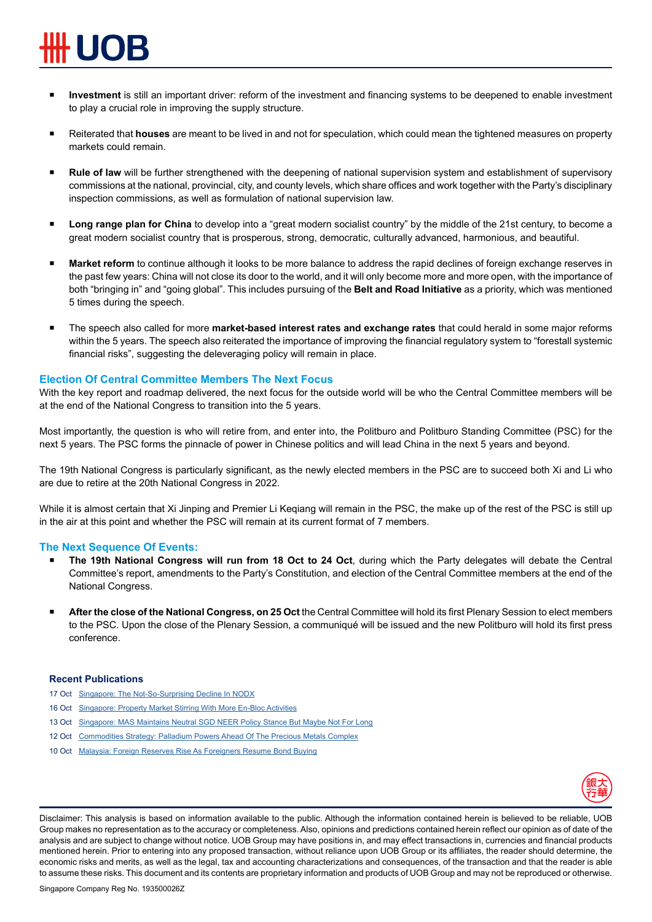- **Investment** is still an important driver: reform of the investment and financing systems to be deepened to enable investment to play a crucial role in improving the supply structure.
- Reiterated that **houses** are meant to be lived in and not for speculation, which could mean the tightened measures on property markets could remain.
- **Rule of law** will be further strengthened with the deepening of national supervision system and establishment of supervisory commissions at the national, provincial, city, and county levels, which share offices and work together with the Party's disciplinary inspection commissions, as well as formulation of national supervision law.
- **Long range plan for China** to develop into a "great modern socialist country" by the middle of the 21st century, to become a great modern socialist country that is prosperous, strong, democratic, culturally advanced, harmonious, and beautiful.
- **Market reform** to continue although it looks to be more balance to address the rapid declines of foreign exchange reserves in the past few years: China will not close its door to the world, and it will only become more and more open, with the importance of both "bringing in" and "going global". This includes pursuing of the **Belt and Road Initiative** as a priority, which was mentioned 5 times during the speech.
- The speech also called for more **market-based interest rates and exchange rates** that could herald in some major reforms within the 5 years. The speech also reiterated the importance of improving the financial regulatory system to "forestall systemic financial risks", suggesting the deleveraging policy will remain in place.

## Election Of Central Committee Members The Next Focus

With the key report and roadmap delivered, the next focus for the outside world will be who the Central Committee members will be at the end of the National Congress to transition into the 5 years.

Most importantly, the question is who will retire from, and enter into, the Politburo and Politburo Standing Committee (PSC) for the next 5 years. The PSC forms the pinnacle of power in Chinese politics and will lead China in the next 5 years and beyond.

The 19th National Congress is particularly significant, as the newly elected members in the PSC are to succeed both Xi and Li who are due to retire at the 20th National Congress in 2022.

While it is almost certain that Xi Jinping and Premier Li Keqiang will remain in the PSC, the make up of the rest of the PSC is still up in the air at this point and whether the PSC will remain at its current format of 7 members.

## The Next Sequence Of Events:

- **The 19th National Congress will run from 18 Oct to 24 Oct**, during which the Party delegates will debate the Central Committee's report, amendments to the Party's Constitution, and election of the Central Committee members at the end of the National Congress.
- **After the close of the National Congress, on 25 Oct** the Central Committee will hold its first Plenary Session to elect members to the PSC. Upon the close of the Plenary Session, a communiqué will be issued and the new Politburo will hold its first press conference.

### Recent Publications

17 Oct Singapore: The Not-So-Surprising Decline In NODX

16 Oct Singapore: Property Market Stirring With More En-Bloc Activities

13 Oct Singapore: MAS Maintains Neutral SGD NEER Policy Stance But Maybe Not For Long

12 Oct Commodities Strategy: Palladium Powers Ahead Of The Precious Metals Complex

10 Oct Malaysia: Foreign Reserves Rise As Foreigners Resume Bond Buying

Disclaimer: This analysis is based on information available to the public. Although the information contained herein is believed to be reliable, UOB Group makes no representation as to the accuracy or completeness. Also, opinions and predictions contained herein reflect our opinion as of date of the analysis and are subject to change without notice. UOB Group may have positions in, and may effect transactions in, currencies and financial products mentioned herein. Prior to entering into any proposed transaction, without reliance upon UOB Group or its affiliates, the reader should determine, the economic risks and merits, as well as the legal, tax and accounting characterizations and consequences, of the transaction and that the reader is able to assume these risks. This document and its contents are proprietary information and products of UOB Group and may not be reproduced or otherwise.

Singapore Company Reg No. 193500026Z